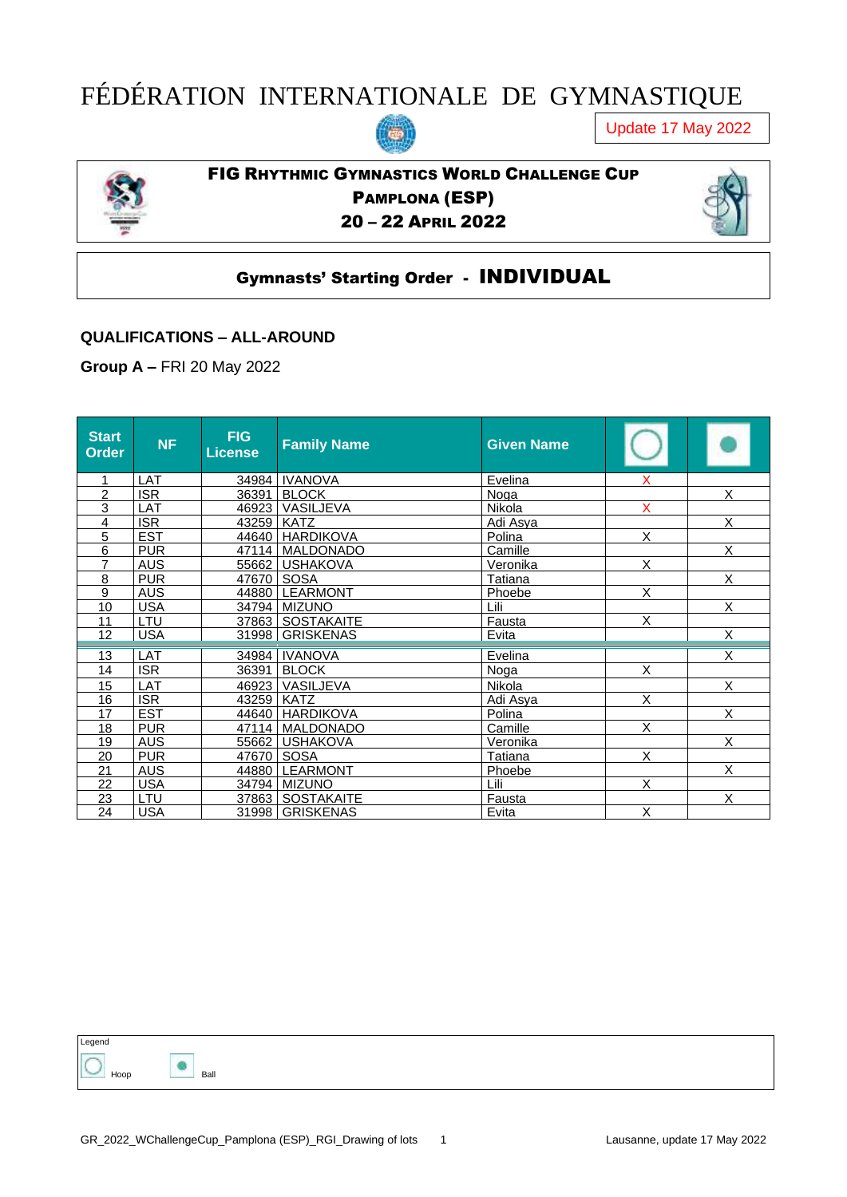# FÉDÉRATION INTERNATIONALE DE GYMNASTIQUE

Update 17 May 2022

## FIG Rhythmic Gymnastics World Challenge Cup
## Pamplona (ESP)
## 20 – 22 April 2022

## Gymnasts' Starting Order - INDIVIDUAL

### QUALIFICATIONS – ALL-AROUND

**Group A –** FRI 20 May 2022

| Start Order | NF | FIG License | Family Name | Given Name | Hoop | Ball |
|---|---|---|---|---|---|---|
| 1 | LAT | 34984 | IVANOVA | Evelina | X | |
| 2 | ISR | 36391 | BLOCK | Noga | | X |
| 3 | LAT | 46923 | VASILJEVA | Nikola | X | |
| 4 | ISR | 43259 | KATZ | Adi Asya | | X |
| 5 | EST | 44640 | HARDIKOVA | Polina | X | |
| 6 | PUR | 47114 | MALDONADO | Camille | | X |
| 7 | AUS | 55662 | USHAKOVA | Veronika | X | |
| 8 | PUR | 47670 | SOSA | Tatiana | | X |
| 9 | AUS | 44880 | LEARMONT | Phoebe | X | |
| 10 | USA | 34794 | MIZUNO | Lili | | X |
| 11 | LTU | 37863 | SOSTAKAITE | Fausta | X | |
| 12 | USA | 31998 | GRISKENAS | Evita | | X |
| 13 | LAT | 34984 | IVANOVA | Evelina | | X |
| 14 | ISR | 36391 | BLOCK | Noga | X | |
| 15 | LAT | 46923 | VASILJEVA | Nikola | | X |
| 16 | ISR | 43259 | KATZ | Adi Asya | X | |
| 17 | EST | 44640 | HARDIKOVA | Polina | | X |
| 18 | PUR | 47114 | MALDONADO | Camille | X | |
| 19 | AUS | 55662 | USHAKOVA | Veronika | | X |
| 20 | PUR | 47670 | SOSA | Tatiana | X | |
| 21 | AUS | 44880 | LEARMONT | Phoebe | | X |
| 22 | USA | 34794 | MIZUNO | Lili | X | |
| 23 | LTU | 37863 | SOSTAKAITE | Fausta | | X |
| 24 | USA | 31998 | GRISKENAS | Evita | X | |

Legend

Hoop

Ball

GR_2022_WChallengeCup_Pamplona (ESP)_RGI_Drawing of lots

Lausanne, update 17 May 2022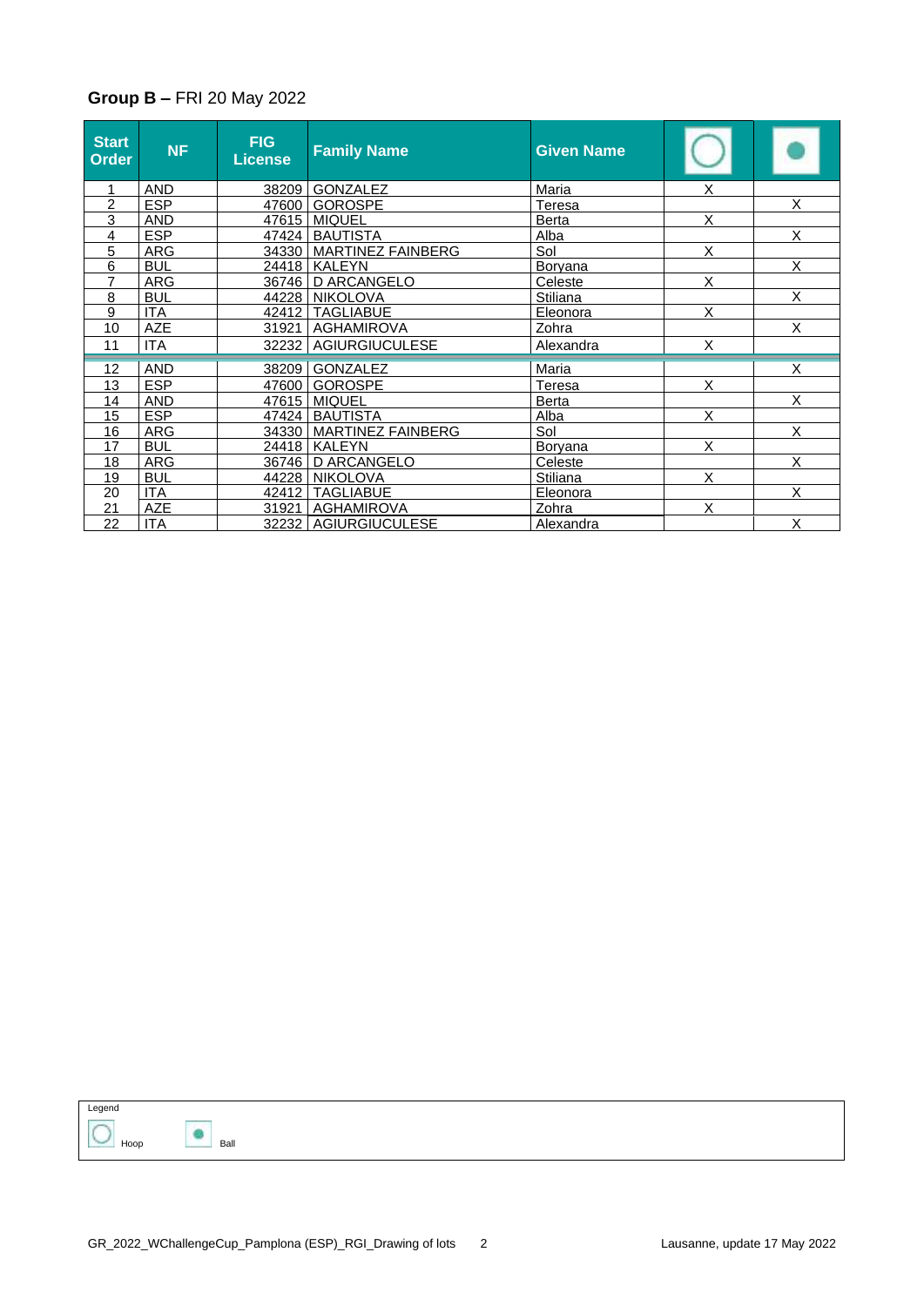**Group B –** FRI 20 May 2022

| Start Order | NF | FIG License | Family Name | Given Name | Hoop | Ball |
|---|---|---|---|---|---|---|
| 1 | AND | 38209 | GONZALEZ | Maria | X | |
| 2 | ESP | 47600 | GOROSPE | Teresa | | X |
| 3 | AND | 47615 | MIQUEL | Berta | X | |
| 4 | ESP | 47424 | BAUTISTA | Alba | | X |
| 5 | ARG | 34330 | MARTINEZ FAINBERG | Sol | X | |
| 6 | BUL | 24418 | KALEYN | Boryana | | X |
| 7 | ARG | 36746 | D ARCANGELO | Celeste | X | |
| 8 | BUL | 44228 | NIKOLOVA | Stiliana | | X |
| 9 | ITA | 42412 | TAGLIABUE | Eleonora | X | |
| 10 | AZE | 31921 | AGHAMIROVA | Zohra | | X |
| 11 | ITA | 32232 | AGIURGIUCULESE | Alexandra | X | |
| 12 | AND | 38209 | GONZALEZ | Maria | | X |
| 13 | ESP | 47600 | GOROSPE | Teresa | X | |
| 14 | AND | 47615 | MIQUEL | Berta | | X |
| 15 | ESP | 47424 | BAUTISTA | Alba | X | |
| 16 | ARG | 34330 | MARTINEZ FAINBERG | Sol | | X |
| 17 | BUL | 24418 | KALEYN | Boryana | X | |
| 18 | ARG | 36746 | D ARCANGELO | Celeste | | X |
| 19 | BUL | 44228 | NIKOLOVA | Stiliana | X | |
| 20 | ITA | 42412 | TAGLIABUE | Eleonora | | X |
| 21 | AZE | 31921 | AGHAMIROVA | Zohra | X | |
| 22 | ITA | 32232 | AGIURGIUCULESE | Alexandra | | X |

Legend

Hoop   Ball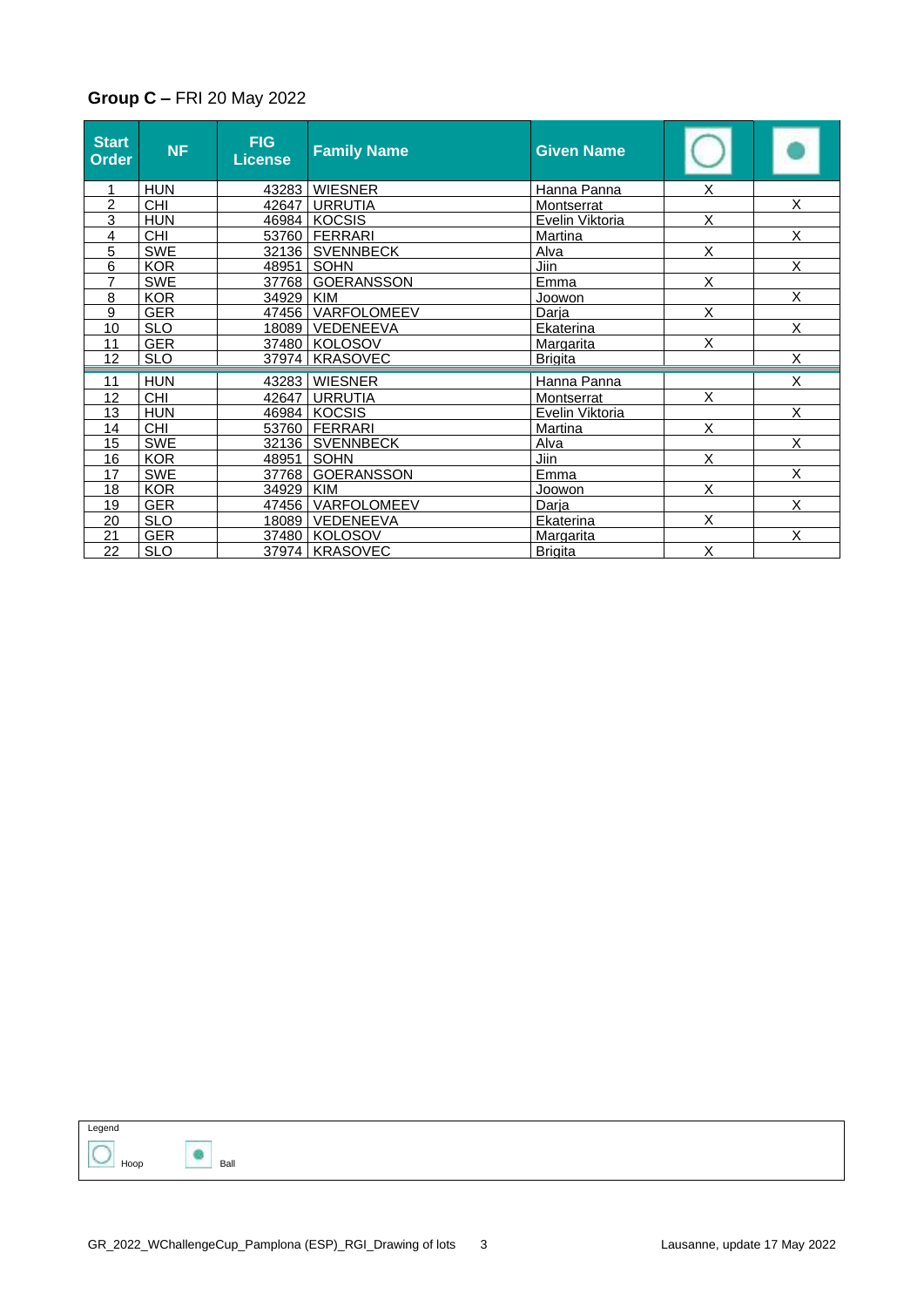## **Group C –** FRI 20 May 2022

| Start Order | NF | FIG License | Family Name | Given Name | Hoop | Ball |
|---|---|---|---|---|---|---|
| 1 | HUN | 43283 | WIESNER | Hanna Panna | X | |
| 2 | CHI | 42647 | URRUTIA | Montserrat | | X |
| 3 | HUN | 46984 | KOCSIS | Evelin Viktoria | X | |
| 4 | CHI | 53760 | FERRARI | Martina | | X |
| 5 | SWE | 32136 | SVENNBECK | Alva | X | |
| 6 | KOR | 48951 | SOHN | Jiin | | X |
| 7 | SWE | 37768 | GOERANSSON | Emma | X | |
| 8 | KOR | 34929 | KIM | Joowon | | X |
| 9 | GER | 47456 | VARFOLOMEEV | Darja | X | |
| 10 | SLO | 18089 | VEDENEEVA | Ekaterina | | X |
| 11 | GER | 37480 | KOLOSOV | Margarita | X | |
| 12 | SLO | 37974 | KRASOVEC | Brigita | | X |
| 11 | HUN | 43283 | WIESNER | Hanna Panna | | X |
| 12 | CHI | 42647 | URRUTIA | Montserrat | X | |
| 13 | HUN | 46984 | KOCSIS | Evelin Viktoria | | X |
| 14 | CHI | 53760 | FERRARI | Martina | X | |
| 15 | SWE | 32136 | SVENNBECK | Alva | | X |
| 16 | KOR | 48951 | SOHN | Jiin | X | |
| 17 | SWE | 37768 | GOERANSSON | Emma | | X |
| 18 | KOR | 34929 | KIM | Joowon | X | |
| 19 | GER | 47456 | VARFOLOMEEV | Darja | | X |
| 20 | SLO | 18089 | VEDENEEVA | Ekaterina | X | |
| 21 | GER | 37480 | KOLOSOV | Margarita | | X |
| 22 | SLO | 37974 | KRASOVEC | Brigita | X | |

Legend

Hoop

Ball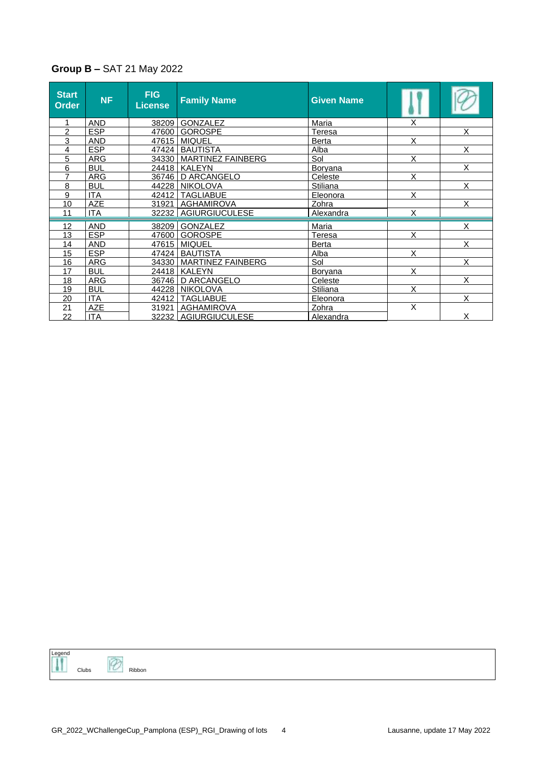**Group B –** SAT 21 May 2022

| Start Order | NF | FIG License | Family Name | Given Name | Clubs | Ribbon |
|---|---|---|---|---|---|---|
| 1 | AND | 38209 | GONZALEZ | Maria | X | |
| 2 | ESP | 47600 | GOROSPE | Teresa | | X |
| 3 | AND | 47615 | MIQUEL | Berta | X | |
| 4 | ESP | 47424 | BAUTISTA | Alba | | X |
| 5 | ARG | 34330 | MARTINEZ FAINBERG | Sol | X | |
| 6 | BUL | 24418 | KALEYN | Boryana | | X |
| 7 | ARG | 36746 | D ARCANGELO | Celeste | X | |
| 8 | BUL | 44228 | NIKOLOVA | Stiliana | | X |
| 9 | ITA | 42412 | TAGLIABUE | Eleonora | X | |
| 10 | AZE | 31921 | AGHAMIROVA | Zohra | | X |
| 11 | ITA | 32232 | AGIURGIUCULESE | Alexandra | X | |
| 12 | AND | 38209 | GONZALEZ | Maria | | X |
| 13 | ESP | 47600 | GOROSPE | Teresa | X | |
| 14 | AND | 47615 | MIQUEL | Berta | | X |
| 15 | ESP | 47424 | BAUTISTA | Alba | X | |
| 16 | ARG | 34330 | MARTINEZ FAINBERG | Sol | | X |
| 17 | BUL | 24418 | KALEYN | Boryana | X | |
| 18 | ARG | 36746 | D ARCANGELO | Celeste | | X |
| 19 | BUL | 44228 | NIKOLOVA | Stiliana | X | |
| 20 | ITA | 42412 | TAGLIABUE | Eleonora | | X |
| 21 | AZE | 31921 | AGHAMIROVA | Zohra | X | |
| 22 | ITA | 32232 | AGIURGIUCULESE | Alexandra | | X |

Legend

Clubs Ribbon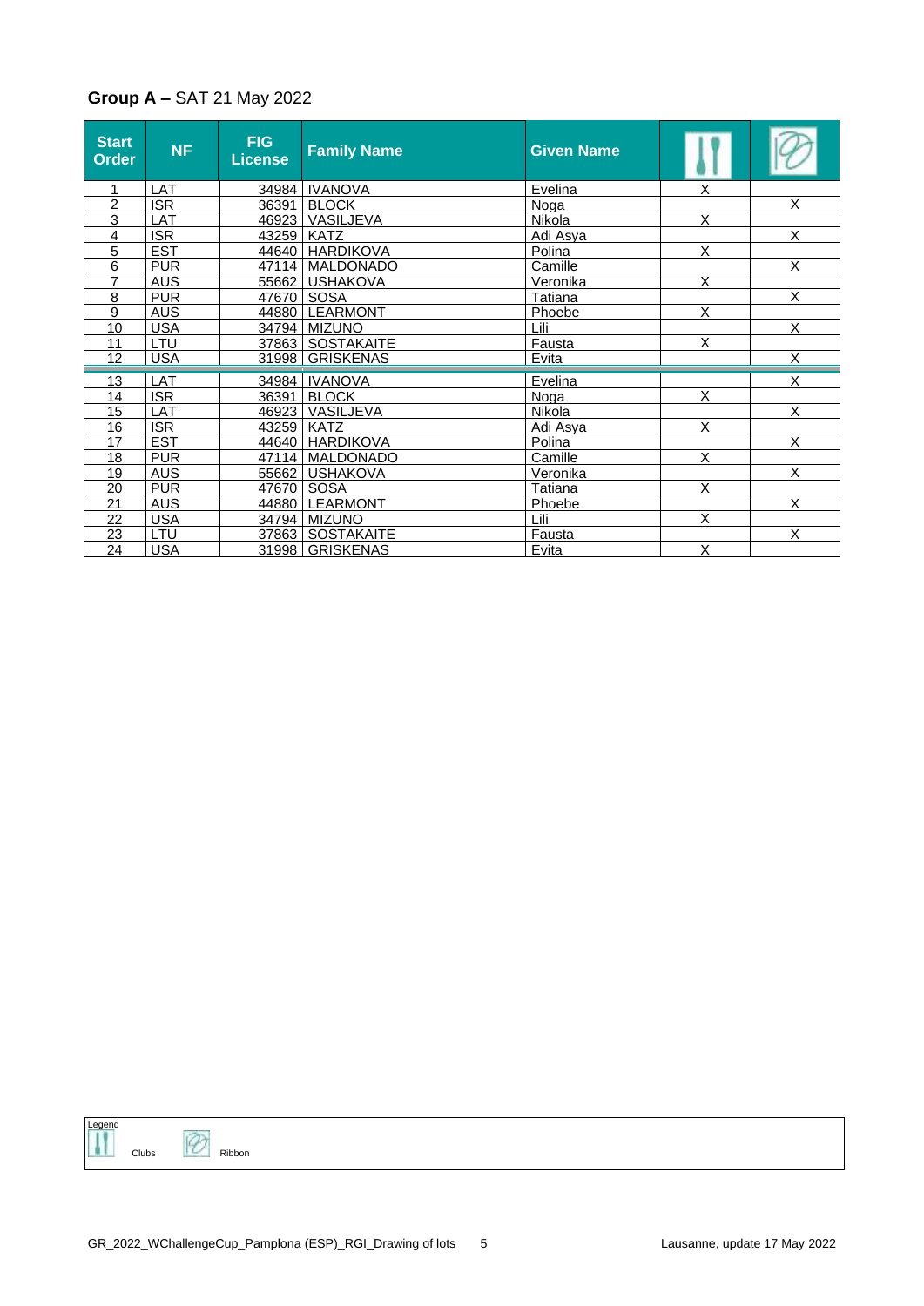## **Group A –** SAT 21 May 2022

| Start Order | NF | FIG License | Family Name | Given Name | Clubs | Ribbon |
|---|---|---|---|---|---|---|
| 1 | LAT | 34984 | IVANOVA | Evelina | X | |
| 2 | ISR | 36391 | BLOCK | Noga | | X |
| 3 | LAT | 46923 | VASILJEVA | Nikola | X | |
| 4 | ISR | 43259 | KATZ | Adi Asya | | X |
| 5 | EST | 44640 | HARDIKOVA | Polina | X | |
| 6 | PUR | 47114 | MALDONADO | Camille | | X |
| 7 | AUS | 55662 | USHAKOVA | Veronika | X | |
| 8 | PUR | 47670 | SOSA | Tatiana | | X |
| 9 | AUS | 44880 | LEARMONT | Phoebe | X | |
| 10 | USA | 34794 | MIZUNO | Lili | | X |
| 11 | LTU | 37863 | SOSTAKAITE | Fausta | X | |
| 12 | USA | 31998 | GRISKENAS | Evita | | X |
| 13 | LAT | 34984 | IVANOVA | Evelina | | X |
| 14 | ISR | 36391 | BLOCK | Noga | X | |
| 15 | LAT | 46923 | VASILJEVA | Nikola | | X |
| 16 | ISR | 43259 | KATZ | Adi Asya | X | |
| 17 | EST | 44640 | HARDIKOVA | Polina | | X |
| 18 | PUR | 47114 | MALDONADO | Camille | X | |
| 19 | AUS | 55662 | USHAKOVA | Veronika | | X |
| 20 | PUR | 47670 | SOSA | Tatiana | X | |
| 21 | AUS | 44880 | LEARMONT | Phoebe | | X |
| 22 | USA | 34794 | MIZUNO | Lili | X | |
| 23 | LTU | 37863 | SOSTAKAITE | Fausta | | X |
| 24 | USA | 31998 | GRISKENAS | Evita | X | |

Legend: Clubs, Ribbon

GR_2022_WChallengeCupPamplona (ESP)_RGI_Drawing of lots

Lausanne, update 17 May 2022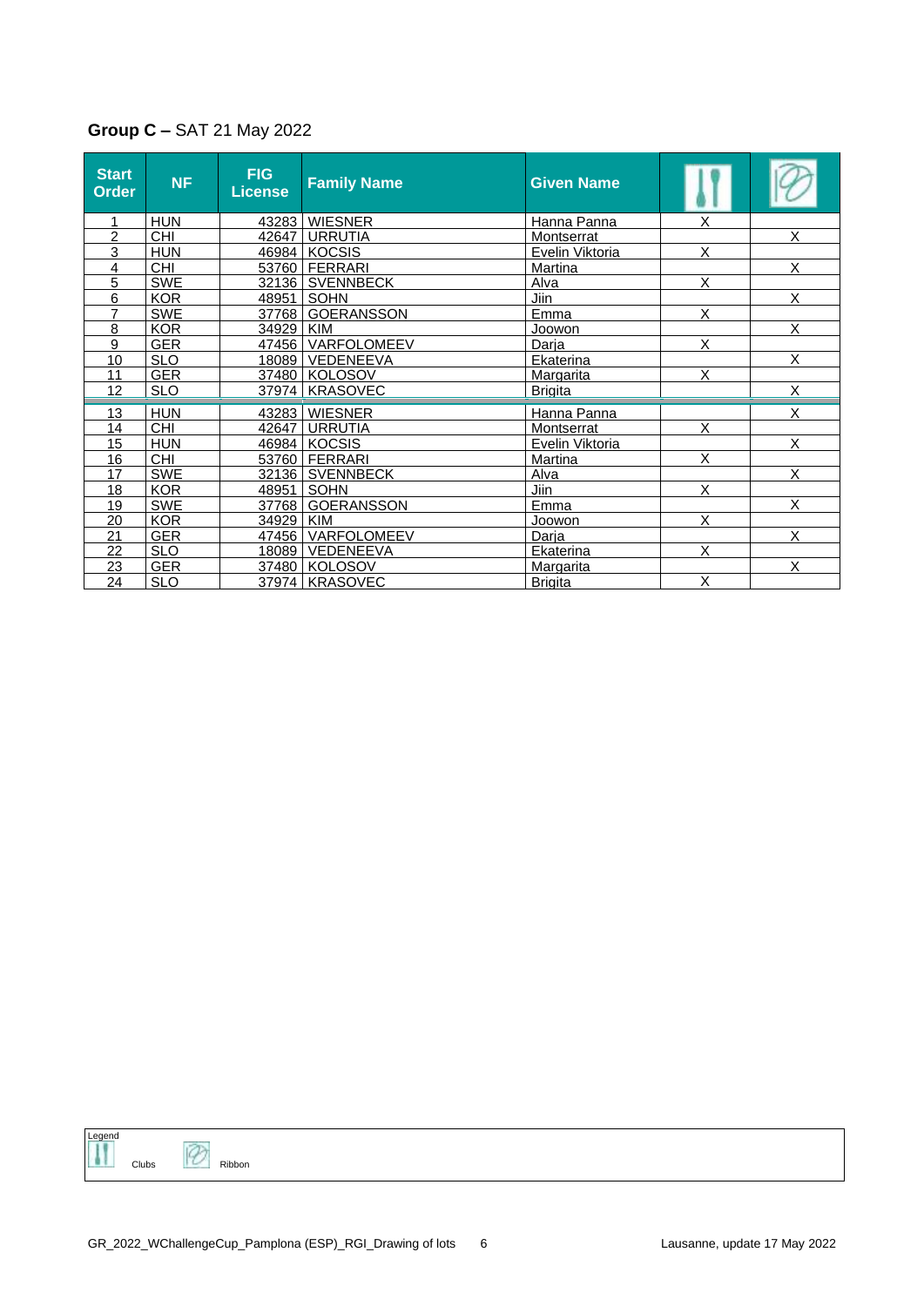## **Group C –** SAT 21 May 2022

| Start Order | NF | FIG License | Family Name | Given Name | Clubs | Ribbon |
|---|---|---|---|---|---|---|
| 1 | HUN | 43283 | WIESNER | Hanna Panna | X | |
| 2 | CHI | 42647 | URRUTIA | Montserrat | | X |
| 3 | HUN | 46984 | KOCSIS | Evelin Viktoria | X | |
| 4 | CHI | 53760 | FERRARI | Martina | | X |
| 5 | SWE | 32136 | SVENNBECK | Alva | X | |
| 6 | KOR | 48951 | SOHN | Jiin | | X |
| 7 | SWE | 37768 | GOERANSSON | Emma | X | |
| 8 | KOR | 34929 | KIM | Joowon | | X |
| 9 | GER | 47456 | VARFOLOMEEV | Darja | X | |
| 10 | SLO | 18089 | VEDENEEVA | Ekaterina | | X |
| 11 | GER | 37480 | KOLOSOV | Margarita | X | |
| 12 | SLO | 37974 | KRASOVEC | Brigita | | X |
| 13 | HUN | 43283 | WIESNER | Hanna Panna | | X |
| 14 | CHI | 42647 | URRUTIA | Montserrat | X | |
| 15 | HUN | 46984 | KOCSIS | Evelin Viktoria | | X |
| 16 | CHI | 53760 | FERRARI | Martina | X | |
| 17 | SWE | 32136 | SVENNBECK | Alva | | X |
| 18 | KOR | 48951 | SOHN | Jiin | X | |
| 19 | SWE | 37768 | GOERANSSON | Emma | | X |
| 20 | KOR | 34929 | KIM | Joowon | X | |
| 21 | GER | 47456 | VARFOLOMEEV | Darja | | X |
| 22 | SLO | 18089 | VEDENEEVA | Ekaterina | X | |
| 23 | GER | 37480 | KOLOSOV | Margarita | | X |
| 24 | SLO | 37974 | KRASOVEC | Brigita | X | |

Legend

Clubs Ribbon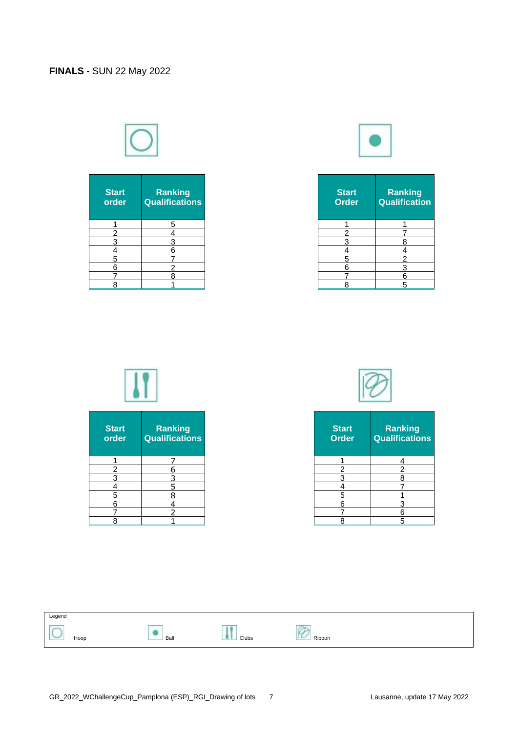**FINALS -** SUN 22 May 2022

Hoop

| Start order | Ranking Qualifications |
|---|---|
| 1 | 5 |
| 2 | 4 |
| 3 | 3 |
| 4 | 6 |
| 5 | 7 |
| 6 | 2 |
| 7 | 8 |
| 8 | 1 |

Ball

| Start Order | Ranking Qualification |
|---|---|
| 1 | 1 |
| 2 | 7 |
| 3 | 8 |
| 4 | 4 |
| 5 | 2 |
| 6 | 3 |
| 7 | 6 |
| 8 | 5 |

Clubs

| Start order | Ranking Qualifications |
|---|---|
| 1 | 7 |
| 2 | 6 |
| 3 | 3 |
| 4 | 5 |
| 5 | 8 |
| 6 | 4 |
| 7 | 2 |
| 8 | 1 |

Ribbon

| Start Order | Ranking Qualifications |
|---|---|
| 1 | 4 |
| 2 | 2 |
| 3 | 8 |
| 4 | 7 |
| 5 | 1 |
| 6 | 3 |
| 7 | 6 |
| 8 | 5 |

Legend

Hoop    Ball    Clubs    Ribbon

GR_2022_WChallengeCup_Pamplona (ESP)_RGI_Drawing of lots    Lausanne, update 17 May 2022